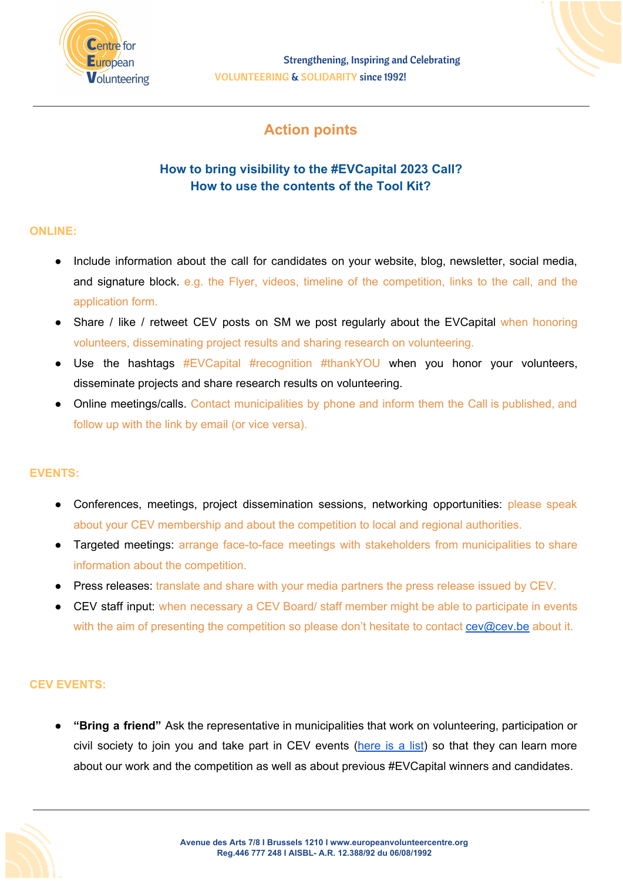Strengthening, Inspiring and Celebrating
VOLUNTEERING & SOLIDARITY since 1992!

# Action points

## How to bring visibility to the #EVCapital 2023 Call?
## How to use the contents of the Tool Kit?

**ONLINE:**

- Include information about the call for candidates on your website, blog, newsletter, social media, and signature block. e.g. the Flyer, videos, timeline of the competition, links to the call, and the application form.
- Share / like / retweet CEV posts on SM we post regularly about the EVCapital when honoring volunteers, disseminating project results and sharing research on volunteering.
- Use the hashtags #EVCapital #recognition #thankYOU when you honor your volunteers, disseminate projects and share research results on volunteering.
- Online meetings/calls. Contact municipalities by phone and inform them the Call is published, and follow up with the link by email (or vice versa).

**EVENTS:**

- Conferences, meetings, project dissemination sessions, networking opportunities: please speak about your CEV membership and about the competition to local and regional authorities.
- Targeted meetings: arrange face-to-face meetings with stakeholders from municipalities to share information about the competition.
- Press releases: translate and share with your media partners the press release issued by CEV.
- CEV staff input: when necessary a CEV Board/ staff member might be able to participate in events with the aim of presenting the competition so please don't hesitate to contact cev@cev.be about it.

**CEV EVENTS:**

- **"Bring a friend"** Ask the representative in municipalities that work on volunteering, participation or civil society to join you and take part in CEV events (here is a list) so that they can learn more about our work and the competition as well as about previous #EVCapital winners and candidates.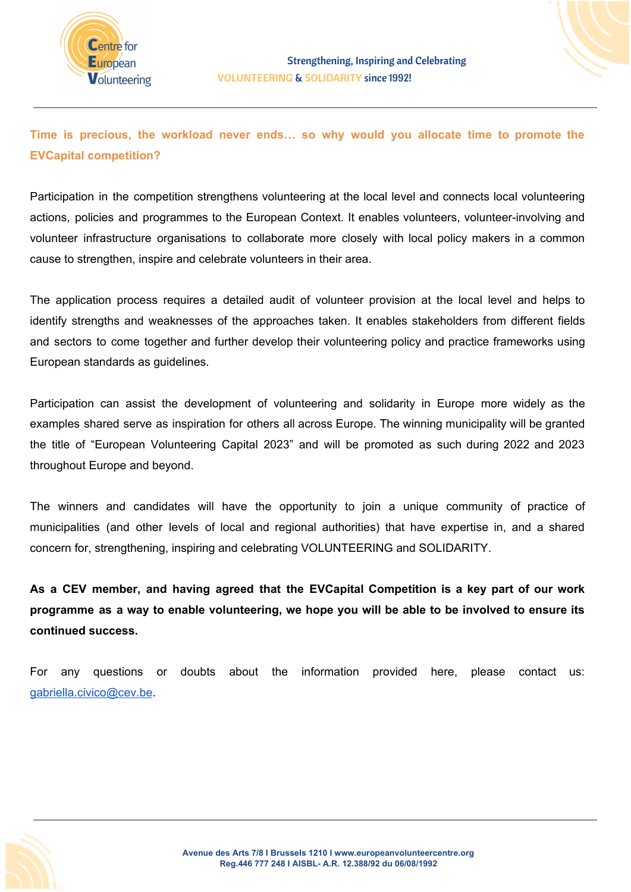**Time is precious, the workload never ends… so why would you allocate time to promote the EVCapital competition?**

Participation in the competition strengthens volunteering at the local level and connects local volunteering actions, policies and programmes to the European Context. It enables volunteers, volunteer-involving and volunteer infrastructure organisations to collaborate more closely with local policy makers in a common cause to strengthen, inspire and celebrate volunteers in their area.

The application process requires a detailed audit of volunteer provision at the local level and helps to identify strengths and weaknesses of the approaches taken. It enables stakeholders from different fields and sectors to come together and further develop their volunteering policy and practice frameworks using European standards as guidelines.

Participation can assist the development of volunteering and solidarity in Europe more widely as the examples shared serve as inspiration for others all across Europe. The winning municipality will be granted the title of "European Volunteering Capital 2023" and will be promoted as such during 2022 and 2023 throughout Europe and beyond.

The winners and candidates will have the opportunity to join a unique community of practice of municipalities (and other levels of local and regional authorities) that have expertise in, and a shared concern for, strengthening, inspiring and celebrating VOLUNTEERING and SOLIDARITY.

**As a CEV member, and having agreed that the EVCapital Competition is a key part of our work programme as a way to enable volunteering, we hope you will be able to be involved to ensure its continued success.**

For any questions or doubts about the information provided here, please contact us: gabriella.civico@cev.be.